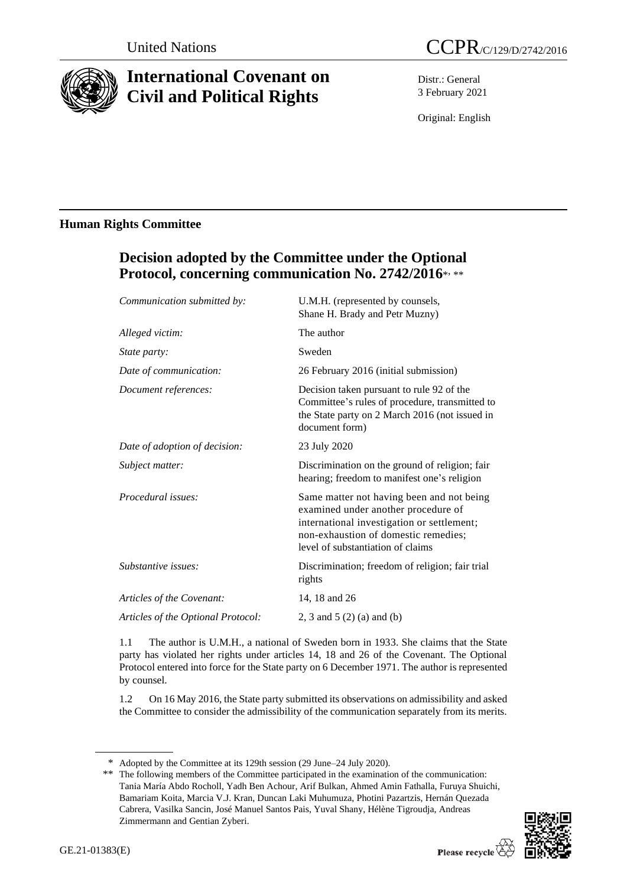United Nations

CCPR/C/129/D/2742/2016

# International Covenant on Civil and Political Rights

Distr.: General
3 February 2021

Original: English

## Human Rights Committee

### Decision adopted by the Committee under the Optional Protocol, concerning communication No. 2742/2016*, **

| | |
|---|---|
| *Communication submitted by:* | U.M.H. (represented by counsels, Shane H. Brady and Petr Muzny) |
| *Alleged victim:* | The author |
| *State party:* | Sweden |
| *Date of communication:* | 26 February 2016 (initial submission) |
| *Document references:* | Decision taken pursuant to rule 92 of the Committee's rules of procedure, transmitted to the State party on 2 March 2016 (not issued in document form) |
| *Date of adoption of decision:* | 23 July 2020 |
| *Subject matter:* | Discrimination on the ground of religion; fair hearing; freedom to manifest one's religion |
| *Procedural issues:* | Same matter not having been and not being examined under another procedure of international investigation or settlement; non-exhaustion of domestic remedies; level of substantiation of claims |
| *Substantive issues:* | Discrimination; freedom of religion; fair trial rights |
| *Articles of the Covenant:* | 14, 18 and 26 |
| *Articles of the Optional Protocol:* | 2, 3 and 5 (2) (a) and (b) |

1.1 The author is U.M.H., a national of Sweden born in 1933. She claims that the State party has violated her rights under articles 14, 18 and 26 of the Covenant. The Optional Protocol entered into force for the State party on 6 December 1971. The author is represented by counsel.

1.2 On 16 May 2016, the State party submitted its observations on admissibility and asked the Committee to consider the admissibility of the communication separately from its merits.

\* Adopted by the Committee at its 129th session (29 June–24 July 2020).

\*\* The following members of the Committee participated in the examination of the communication: Tania María Abdo Rocholl, Yadh Ben Achour, Arif Bulkan, Ahmed Amin Fathalla, Furuya Shuichi, Bamariam Koita, Marcia V.J. Kran, Duncan Laki Muhumuza, Photini Pazartzis, Hernán Quezada Cabrera, Vasilka Sancin, José Manuel Santos Pais, Yuval Shany, Hélène Tigroudja, Andreas Zimmermann and Gentian Zyberi.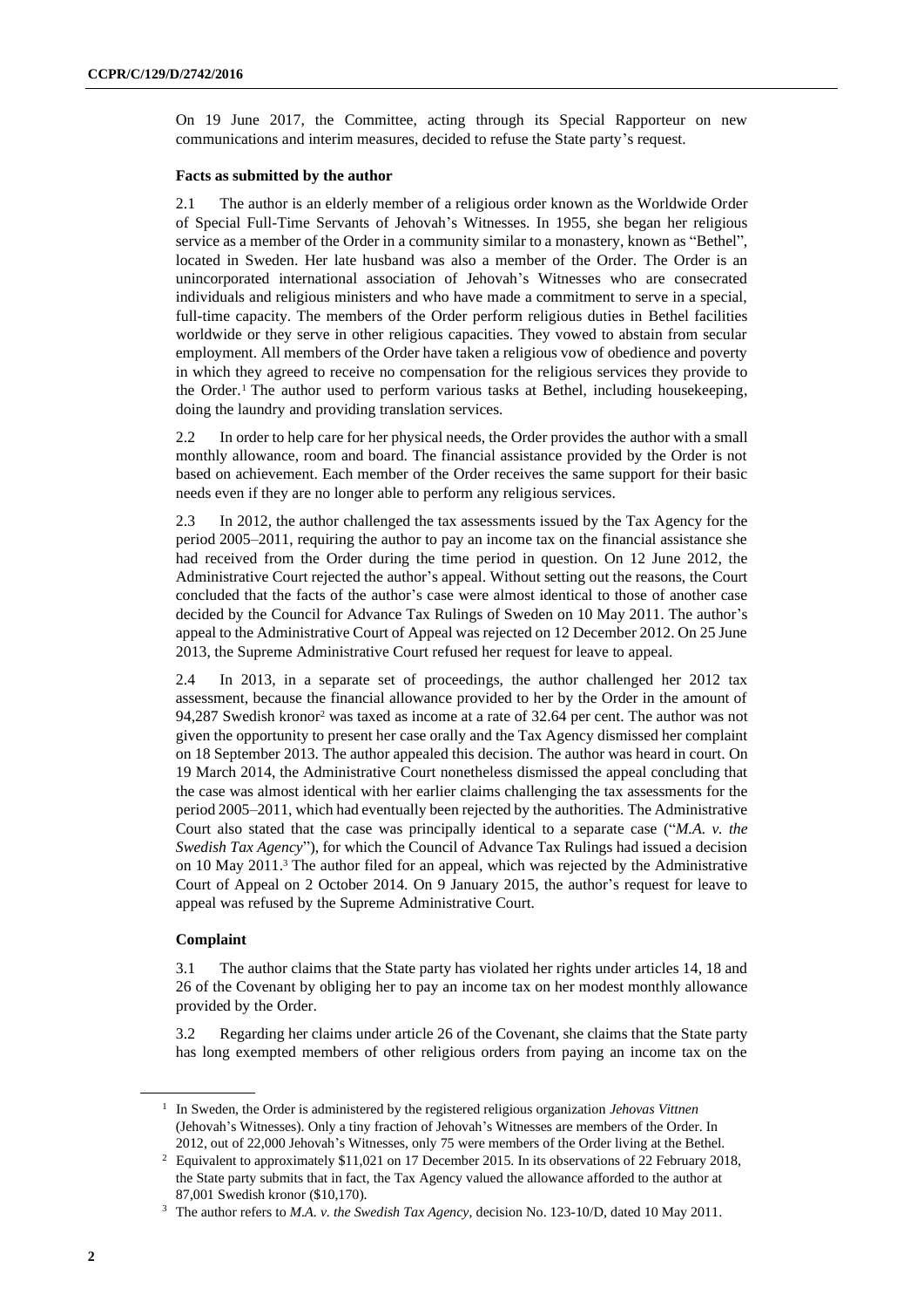On 19 June 2017, the Committee, acting through its Special Rapporteur on new communications and interim measures, decided to refuse the State party's request.

### Facts as submitted by the author

2.1 The author is an elderly member of a religious order known as the Worldwide Order of Special Full-Time Servants of Jehovah's Witnesses. In 1955, she began her religious service as a member of the Order in a community similar to a monastery, known as "Bethel", located in Sweden. Her late husband was also a member of the Order. The Order is an unincorporated international association of Jehovah's Witnesses who are consecrated individuals and religious ministers and who have made a commitment to serve in a special, full-time capacity. The members of the Order perform religious duties in Bethel facilities worldwide or they serve in other religious capacities. They vowed to abstain from secular employment. All members of the Order have taken a religious vow of obedience and poverty in which they agreed to receive no compensation for the religious services they provide to the Order.[1] The author used to perform various tasks at Bethel, including housekeeping, doing the laundry and providing translation services.

2.2 In order to help care for her physical needs, the Order provides the author with a small monthly allowance, room and board. The financial assistance provided by the Order is not based on achievement. Each member of the Order receives the same support for their basic needs even if they are no longer able to perform any religious services.

2.3 In 2012, the author challenged the tax assessments issued by the Tax Agency for the period 2005–2011, requiring the author to pay an income tax on the financial assistance she had received from the Order during the time period in question. On 12 June 2012, the Administrative Court rejected the author's appeal. Without setting out the reasons, the Court concluded that the facts of the author's case were almost identical to those of another case decided by the Council for Advance Tax Rulings of Sweden on 10 May 2011. The author's appeal to the Administrative Court of Appeal was rejected on 12 December 2012. On 25 June 2013, the Supreme Administrative Court refused her request for leave to appeal.

2.4 In 2013, in a separate set of proceedings, the author challenged her 2012 tax assessment, because the financial allowance provided to her by the Order in the amount of 94,287 Swedish kronor[2] was taxed as income at a rate of 32.64 per cent. The author was not given the opportunity to present her case orally and the Tax Agency dismissed her complaint on 18 September 2013. The author appealed this decision. The author was heard in court. On 19 March 2014, the Administrative Court nonetheless dismissed the appeal concluding that the case was almost identical with her earlier claims challenging the tax assessments for the period 2005–2011, which had eventually been rejected by the authorities. The Administrative Court also stated that the case was principally identical to a separate case ("*M.A. v. the Swedish Tax Agency*"), for which the Council of Advance Tax Rulings had issued a decision on 10 May 2011.[3] The author filed for an appeal, which was rejected by the Administrative Court of Appeal on 2 October 2014. On 9 January 2015, the author's request for leave to appeal was refused by the Supreme Administrative Court.

### Complaint

3.1 The author claims that the State party has violated her rights under articles 14, 18 and 26 of the Covenant by obliging her to pay an income tax on her modest monthly allowance provided by the Order.

3.2 Regarding her claims under article 26 of the Covenant, she claims that the State party has long exempted members of other religious orders from paying an income tax on the

---

[1] In Sweden, the Order is administered by the registered religious organization *Jehovas Vittnen* (Jehovah's Witnesses). Only a tiny fraction of Jehovah's Witnesses are members of the Order. In 2012, out of 22,000 Jehovah's Witnesses, only 75 were members of the Order living at the Bethel.

[2] Equivalent to approximately $11,021 on 17 December 2015. In its observations of 22 February 2018, the State party submits that in fact, the Tax Agency valued the allowance afforded to the author at 87,001 Swedish kronor ($10,170).

[3] The author refers to *M.A. v. the Swedish Tax Agency*, decision No. 123-10/D, dated 10 May 2011.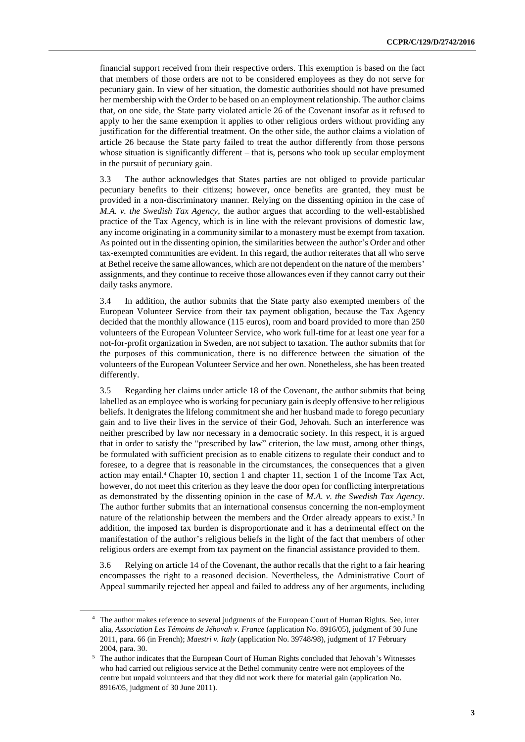financial support received from their respective orders. This exemption is based on the fact that members of those orders are not to be considered employees as they do not serve for pecuniary gain. In view of her situation, the domestic authorities should not have presumed her membership with the Order to be based on an employment relationship. The author claims that, on one side, the State party violated article 26 of the Covenant insofar as it refused to apply to her the same exemption it applies to other religious orders without providing any justification for the differential treatment. On the other side, the author claims a violation of article 26 because the State party failed to treat the author differently from those persons whose situation is significantly different – that is, persons who took up secular employment in the pursuit of pecuniary gain.

3.3 The author acknowledges that States parties are not obliged to provide particular pecuniary benefits to their citizens; however, once benefits are granted, they must be provided in a non-discriminatory manner. Relying on the dissenting opinion in the case of *M.A. v. the Swedish Tax Agency*, the author argues that according to the well-established practice of the Tax Agency, which is in line with the relevant provisions of domestic law, any income originating in a community similar to a monastery must be exempt from taxation. As pointed out in the dissenting opinion, the similarities between the author's Order and other tax-exempted communities are evident. In this regard, the author reiterates that all who serve at Bethel receive the same allowances, which are not dependent on the nature of the members' assignments, and they continue to receive those allowances even if they cannot carry out their daily tasks anymore.

3.4 In addition, the author submits that the State party also exempted members of the European Volunteer Service from their tax payment obligation, because the Tax Agency decided that the monthly allowance (115 euros), room and board provided to more than 250 volunteers of the European Volunteer Service, who work full-time for at least one year for a not-for-profit organization in Sweden, are not subject to taxation. The author submits that for the purposes of this communication, there is no difference between the situation of the volunteers of the European Volunteer Service and her own. Nonetheless, she has been treated differently.

3.5 Regarding her claims under article 18 of the Covenant, the author submits that being labelled as an employee who is working for pecuniary gain is deeply offensive to her religious beliefs. It denigrates the lifelong commitment she and her husband made to forego pecuniary gain and to live their lives in the service of their God, Jehovah. Such an interference was neither prescribed by law nor necessary in a democratic society. In this respect, it is argued that in order to satisfy the "prescribed by law" criterion, the law must, among other things, be formulated with sufficient precision as to enable citizens to regulate their conduct and to foresee, to a degree that is reasonable in the circumstances, the consequences that a given action may entail.[4] Chapter 10, section 1 and chapter 11, section 1 of the Income Tax Act, however, do not meet this criterion as they leave the door open for conflicting interpretations as demonstrated by the dissenting opinion in the case of *M.A. v. the Swedish Tax Agency*. The author further submits that an international consensus concerning the non-employment nature of the relationship between the members and the Order already appears to exist.[5] In addition, the imposed tax burden is disproportionate and it has a detrimental effect on the manifestation of the author's religious beliefs in the light of the fact that members of other religious orders are exempt from tax payment on the financial assistance provided to them.

3.6 Relying on article 14 of the Covenant, the author recalls that the right to a fair hearing encompasses the right to a reasoned decision. Nevertheless, the Administrative Court of Appeal summarily rejected her appeal and failed to address any of her arguments, including

[4] The author makes reference to several judgments of the European Court of Human Rights. See, inter alia, *Association Les Témoins de Jéhovah v. France* (application No. 8916/05), judgment of 30 June 2011, para. 66 (in French); *Maestri v. Italy* (application No. 39748/98), judgment of 17 February 2004, para. 30.

[5] The author indicates that the European Court of Human Rights concluded that Jehovah's Witnesses who had carried out religious service at the Bethel community centre were not employees of the centre but unpaid volunteers and that they did not work there for material gain (application No. 8916/05, judgment of 30 June 2011).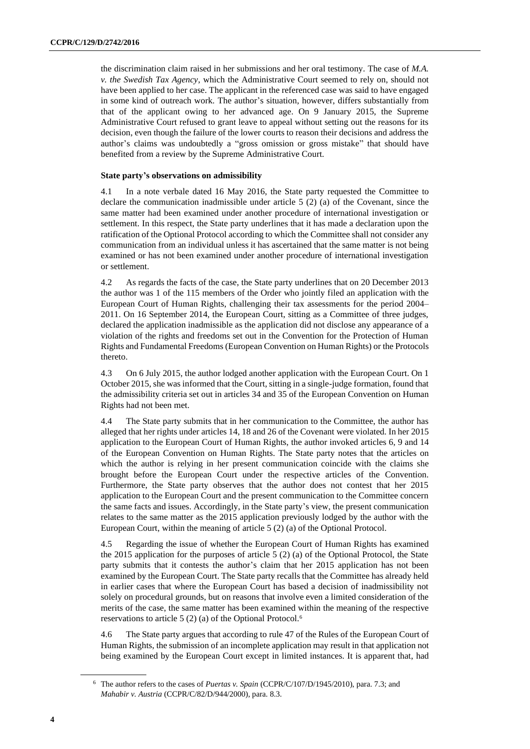the discrimination claim raised in her submissions and her oral testimony. The case of *M.A. v. the Swedish Tax Agency*, which the Administrative Court seemed to rely on, should not have been applied to her case. The applicant in the referenced case was said to have engaged in some kind of outreach work. The author's situation, however, differs substantially from that of the applicant owing to her advanced age. On 9 January 2015, the Supreme Administrative Court refused to grant leave to appeal without setting out the reasons for its decision, even though the failure of the lower courts to reason their decisions and address the author's claims was undoubtedly a "gross omission or gross mistake" that should have benefited from a review by the Supreme Administrative Court.

### State party's observations on admissibility

4.1 In a note verbale dated 16 May 2016, the State party requested the Committee to declare the communication inadmissible under article 5 (2) (a) of the Covenant, since the same matter had been examined under another procedure of international investigation or settlement. In this respect, the State party underlines that it has made a declaration upon the ratification of the Optional Protocol according to which the Committee shall not consider any communication from an individual unless it has ascertained that the same matter is not being examined or has not been examined under another procedure of international investigation or settlement.

4.2 As regards the facts of the case, the State party underlines that on 20 December 2013 the author was 1 of the 115 members of the Order who jointly filed an application with the European Court of Human Rights, challenging their tax assessments for the period 2004–2011. On 16 September 2014, the European Court, sitting as a Committee of three judges, declared the application inadmissible as the application did not disclose any appearance of a violation of the rights and freedoms set out in the Convention for the Protection of Human Rights and Fundamental Freedoms (European Convention on Human Rights) or the Protocols thereto.

4.3 On 6 July 2015, the author lodged another application with the European Court. On 1 October 2015, she was informed that the Court, sitting in a single-judge formation, found that the admissibility criteria set out in articles 34 and 35 of the European Convention on Human Rights had not been met.

4.4 The State party submits that in her communication to the Committee, the author has alleged that her rights under articles 14, 18 and 26 of the Covenant were violated. In her 2015 application to the European Court of Human Rights, the author invoked articles 6, 9 and 14 of the European Convention on Human Rights. The State party notes that the articles on which the author is relying in her present communication coincide with the claims she brought before the European Court under the respective articles of the Convention. Furthermore, the State party observes that the author does not contest that her 2015 application to the European Court and the present communication to the Committee concern the same facts and issues. Accordingly, in the State party's view, the present communication relates to the same matter as the 2015 application previously lodged by the author with the European Court, within the meaning of article 5 (2) (a) of the Optional Protocol.

4.5 Regarding the issue of whether the European Court of Human Rights has examined the 2015 application for the purposes of article 5 (2) (a) of the Optional Protocol, the State party submits that it contests the author's claim that her 2015 application has not been examined by the European Court. The State party recalls that the Committee has already held in earlier cases that where the European Court has based a decision of inadmissibility not solely on procedural grounds, but on reasons that involve even a limited consideration of the merits of the case, the same matter has been examined within the meaning of the respective reservations to article 5 (2) (a) of the Optional Protocol.[6]

4.6 The State party argues that according to rule 47 of the Rules of the European Court of Human Rights, the submission of an incomplete application may result in that application not being examined by the European Court except in limited instances. It is apparent that, had

[6] The author refers to the cases of *Puertas v. Spain* (CCPR/C/107/D/1945/2010), para. 7.3; and *Mahabir v. Austria* (CCPR/C/82/D/944/2000), para. 8.3.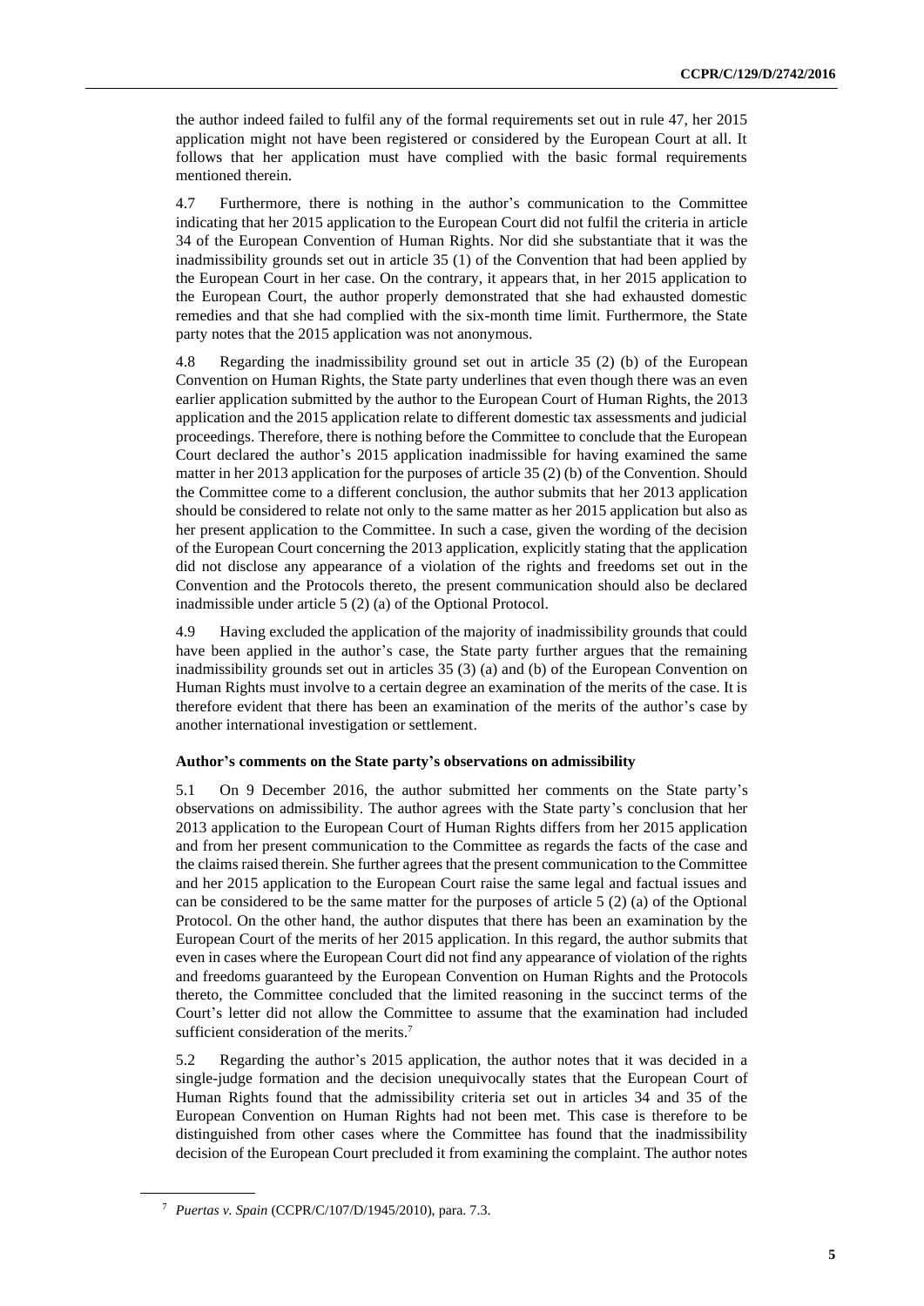the author indeed failed to fulfil any of the formal requirements set out in rule 47, her 2015 application might not have been registered or considered by the European Court at all. It follows that her application must have complied with the basic formal requirements mentioned therein.

4.7 Furthermore, there is nothing in the author's communication to the Committee indicating that her 2015 application to the European Court did not fulfil the criteria in article 34 of the European Convention of Human Rights. Nor did she substantiate that it was the inadmissibility grounds set out in article 35 (1) of the Convention that had been applied by the European Court in her case. On the contrary, it appears that, in her 2015 application to the European Court, the author properly demonstrated that she had exhausted domestic remedies and that she had complied with the six-month time limit. Furthermore, the State party notes that the 2015 application was not anonymous.

4.8 Regarding the inadmissibility ground set out in article 35 (2) (b) of the European Convention on Human Rights, the State party underlines that even though there was an even earlier application submitted by the author to the European Court of Human Rights, the 2013 application and the 2015 application relate to different domestic tax assessments and judicial proceedings. Therefore, there is nothing before the Committee to conclude that the European Court declared the author's 2015 application inadmissible for having examined the same matter in her 2013 application for the purposes of article 35 (2) (b) of the Convention. Should the Committee come to a different conclusion, the author submits that her 2013 application should be considered to relate not only to the same matter as her 2015 application but also as her present application to the Committee. In such a case, given the wording of the decision of the European Court concerning the 2013 application, explicitly stating that the application did not disclose any appearance of a violation of the rights and freedoms set out in the Convention and the Protocols thereto, the present communication should also be declared inadmissible under article 5 (2) (a) of the Optional Protocol.

4.9 Having excluded the application of the majority of inadmissibility grounds that could have been applied in the author's case, the State party further argues that the remaining inadmissibility grounds set out in articles 35 (3) (a) and (b) of the European Convention on Human Rights must involve to a certain degree an examination of the merits of the case. It is therefore evident that there has been an examination of the merits of the author's case by another international investigation or settlement.

**Author's comments on the State party's observations on admissibility**

5.1 On 9 December 2016, the author submitted her comments on the State party's observations on admissibility. The author agrees with the State party's conclusion that her 2013 application to the European Court of Human Rights differs from her 2015 application and from her present communication to the Committee as regards the facts of the case and the claims raised therein. She further agrees that the present communication to the Committee and her 2015 application to the European Court raise the same legal and factual issues and can be considered to be the same matter for the purposes of article 5 (2) (a) of the Optional Protocol. On the other hand, the author disputes that there has been an examination by the European Court of the merits of her 2015 application. In this regard, the author submits that even in cases where the European Court did not find any appearance of violation of the rights and freedoms guaranteed by the European Convention on Human Rights and the Protocols thereto, the Committee concluded that the limited reasoning in the succinct terms of the Court's letter did not allow the Committee to assume that the examination had included sufficient consideration of the merits.[7]

5.2 Regarding the author's 2015 application, the author notes that it was decided in a single-judge formation and the decision unequivocally states that the European Court of Human Rights found that the admissibility criteria set out in articles 34 and 35 of the European Convention on Human Rights had not been met. This case is therefore to be distinguished from other cases where the Committee has found that the inadmissibility decision of the European Court precluded it from examining the complaint. The author notes

[7] *Puertas v. Spain* (CCPR/C/107/D/1945/2010), para. 7.3.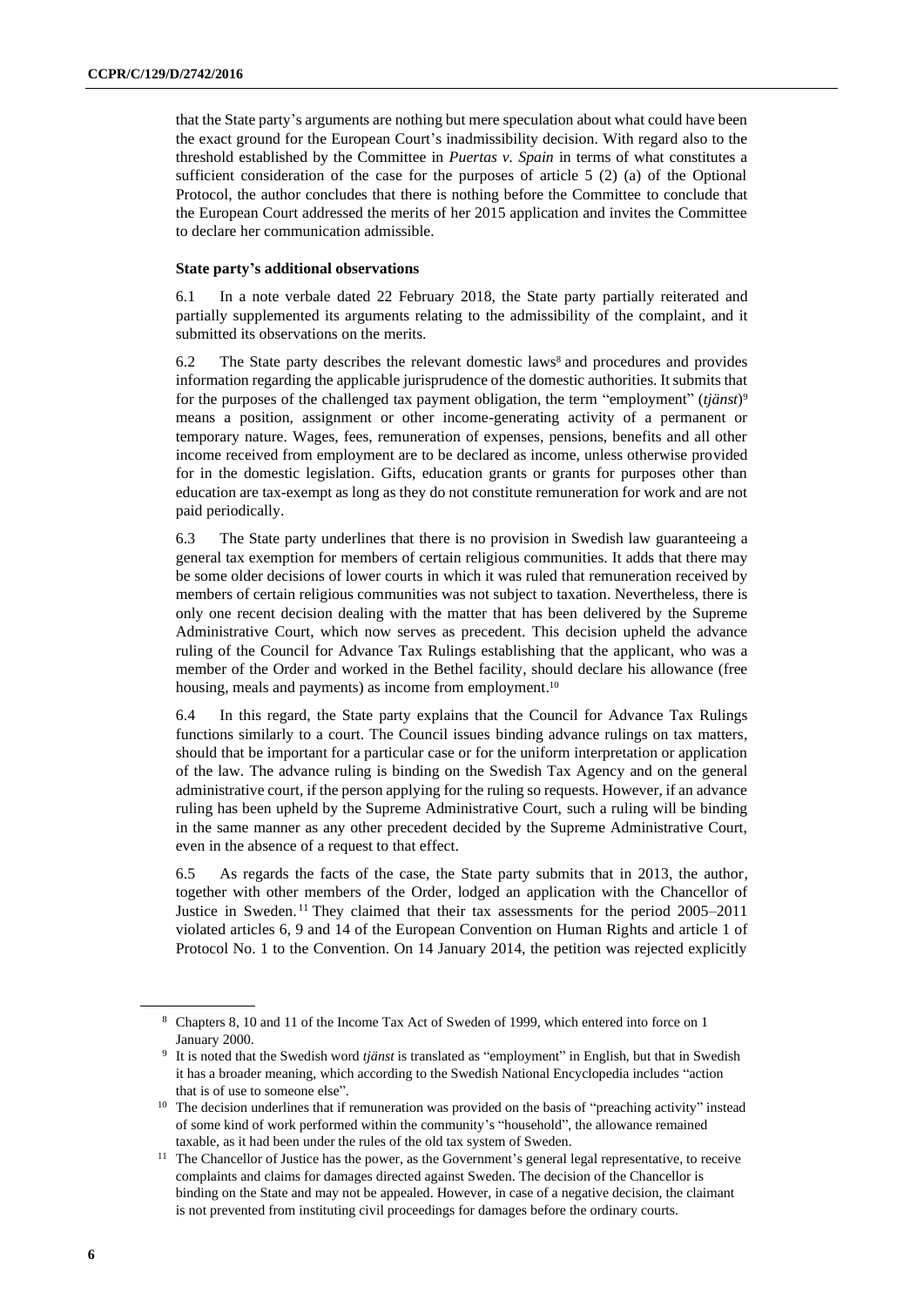that the State party's arguments are nothing but mere speculation about what could have been the exact ground for the European Court's inadmissibility decision. With regard also to the threshold established by the Committee in *Puertas v. Spain* in terms of what constitutes a sufficient consideration of the case for the purposes of article 5 (2) (a) of the Optional Protocol, the author concludes that there is nothing before the Committee to conclude that the European Court addressed the merits of her 2015 application and invites the Committee to declare her communication admissible.

### State party's additional observations

6.1 In a note verbale dated 22 February 2018, the State party partially reiterated and partially supplemented its arguments relating to the admissibility of the complaint, and it submitted its observations on the merits.

6.2 The State party describes the relevant domestic laws[8] and procedures and provides information regarding the applicable jurisprudence of the domestic authorities. It submits that for the purposes of the challenged tax payment obligation, the term "employment" (*tjänst*)[9] means a position, assignment or other income-generating activity of a permanent or temporary nature. Wages, fees, remuneration of expenses, pensions, benefits and all other income received from employment are to be declared as income, unless otherwise provided for in the domestic legislation. Gifts, education grants or grants for purposes other than education are tax-exempt as long as they do not constitute remuneration for work and are not paid periodically.

6.3 The State party underlines that there is no provision in Swedish law guaranteeing a general tax exemption for members of certain religious communities. It adds that there may be some older decisions of lower courts in which it was ruled that remuneration received by members of certain religious communities was not subject to taxation. Nevertheless, there is only one recent decision dealing with the matter that has been delivered by the Supreme Administrative Court, which now serves as precedent. This decision upheld the advance ruling of the Council for Advance Tax Rulings establishing that the applicant, who was a member of the Order and worked in the Bethel facility, should declare his allowance (free housing, meals and payments) as income from employment.[10]

6.4 In this regard, the State party explains that the Council for Advance Tax Rulings functions similarly to a court. The Council issues binding advance rulings on tax matters, should that be important for a particular case or for the uniform interpretation or application of the law. The advance ruling is binding on the Swedish Tax Agency and on the general administrative court, if the person applying for the ruling so requests. However, if an advance ruling has been upheld by the Supreme Administrative Court, such a ruling will be binding in the same manner as any other precedent decided by the Supreme Administrative Court, even in the absence of a request to that effect.

6.5 As regards the facts of the case, the State party submits that in 2013, the author, together with other members of the Order, lodged an application with the Chancellor of Justice in Sweden.[11] They claimed that their tax assessments for the period 2005–2011 violated articles 6, 9 and 14 of the European Convention on Human Rights and article 1 of Protocol No. 1 to the Convention. On 14 January 2014, the petition was rejected explicitly

---

[8] Chapters 8, 10 and 11 of the Income Tax Act of Sweden of 1999, which entered into force on 1 January 2000.

[9] It is noted that the Swedish word *tjänst* is translated as "employment" in English, but that in Swedish it has a broader meaning, which according to the Swedish National Encyclopedia includes "action that is of use to someone else".

[10] The decision underlines that if remuneration was provided on the basis of "preaching activity" instead of some kind of work performed within the community's "household", the allowance remained taxable, as it had been under the rules of the old tax system of Sweden.

[11] The Chancellor of Justice has the power, as the Government's general legal representative, to receive complaints and claims for damages directed against Sweden. The decision of the Chancellor is binding on the State and may not be appealed. However, in case of a negative decision, the claimant is not prevented from instituting civil proceedings for damages before the ordinary courts.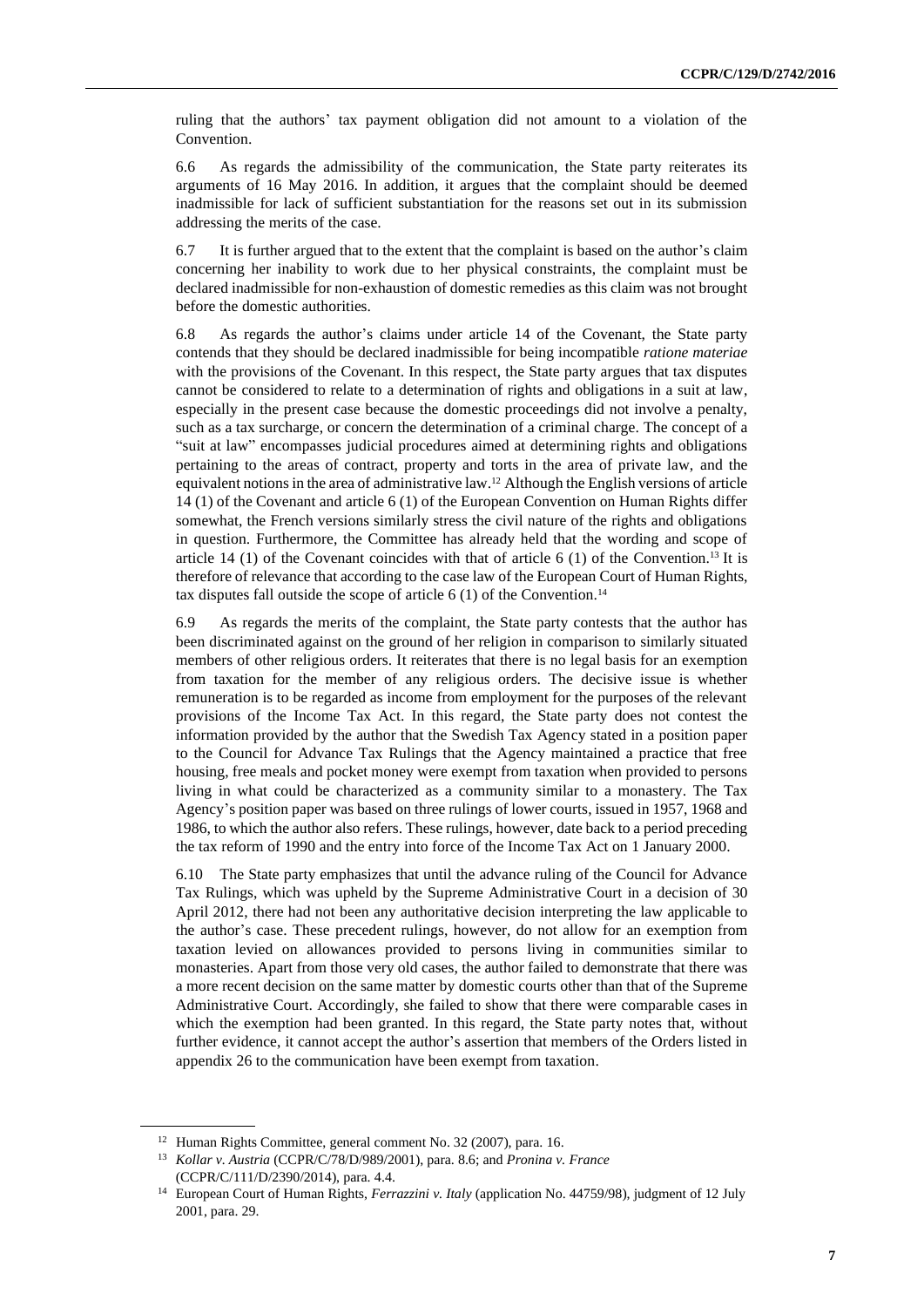ruling that the authors' tax payment obligation did not amount to a violation of the Convention.

6.6 As regards the admissibility of the communication, the State party reiterates its arguments of 16 May 2016. In addition, it argues that the complaint should be deemed inadmissible for lack of sufficient substantiation for the reasons set out in its submission addressing the merits of the case.

6.7 It is further argued that to the extent that the complaint is based on the author's claim concerning her inability to work due to her physical constraints, the complaint must be declared inadmissible for non-exhaustion of domestic remedies as this claim was not brought before the domestic authorities.

6.8 As regards the author's claims under article 14 of the Covenant, the State party contends that they should be declared inadmissible for being incompatible *ratione materiae* with the provisions of the Covenant. In this respect, the State party argues that tax disputes cannot be considered to relate to a determination of rights and obligations in a suit at law, especially in the present case because the domestic proceedings did not involve a penalty, such as a tax surcharge, or concern the determination of a criminal charge. The concept of a "suit at law" encompasses judicial procedures aimed at determining rights and obligations pertaining to the areas of contract, property and torts in the area of private law, and the equivalent notions in the area of administrative law.[12] Although the English versions of article 14 (1) of the Covenant and article 6 (1) of the European Convention on Human Rights differ somewhat, the French versions similarly stress the civil nature of the rights and obligations in question. Furthermore, the Committee has already held that the wording and scope of article 14 (1) of the Covenant coincides with that of article 6 (1) of the Convention.[13] It is therefore of relevance that according to the case law of the European Court of Human Rights, tax disputes fall outside the scope of article 6 (1) of the Convention.[14]

6.9 As regards the merits of the complaint, the State party contests that the author has been discriminated against on the ground of her religion in comparison to similarly situated members of other religious orders. It reiterates that there is no legal basis for an exemption from taxation for the member of any religious orders. The decisive issue is whether remuneration is to be regarded as income from employment for the purposes of the relevant provisions of the Income Tax Act. In this regard, the State party does not contest the information provided by the author that the Swedish Tax Agency stated in a position paper to the Council for Advance Tax Rulings that the Agency maintained a practice that free housing, free meals and pocket money were exempt from taxation when provided to persons living in what could be characterized as a community similar to a monastery. The Tax Agency's position paper was based on three rulings of lower courts, issued in 1957, 1968 and 1986, to which the author also refers. These rulings, however, date back to a period preceding the tax reform of 1990 and the entry into force of the Income Tax Act on 1 January 2000.

6.10 The State party emphasizes that until the advance ruling of the Council for Advance Tax Rulings, which was upheld by the Supreme Administrative Court in a decision of 30 April 2012, there had not been any authoritative decision interpreting the law applicable to the author's case. These precedent rulings, however, do not allow for an exemption from taxation levied on allowances provided to persons living in communities similar to monasteries. Apart from those very old cases, the author failed to demonstrate that there was a more recent decision on the same matter by domestic courts other than that of the Supreme Administrative Court. Accordingly, she failed to show that there were comparable cases in which the exemption had been granted. In this regard, the State party notes that, without further evidence, it cannot accept the author's assertion that members of the Orders listed in appendix 26 to the communication have been exempt from taxation.

---

[12] Human Rights Committee, general comment No. 32 (2007), para. 16.

[13] *Kollar v. Austria* (CCPR/C/78/D/989/2001), para. 8.6; and *Pronina v. France* (CCPR/C/111/D/2390/2014), para. 4.4.

[14] European Court of Human Rights, *Ferrazzini v. Italy* (application No. 44759/98), judgment of 12 July 2001, para. 29.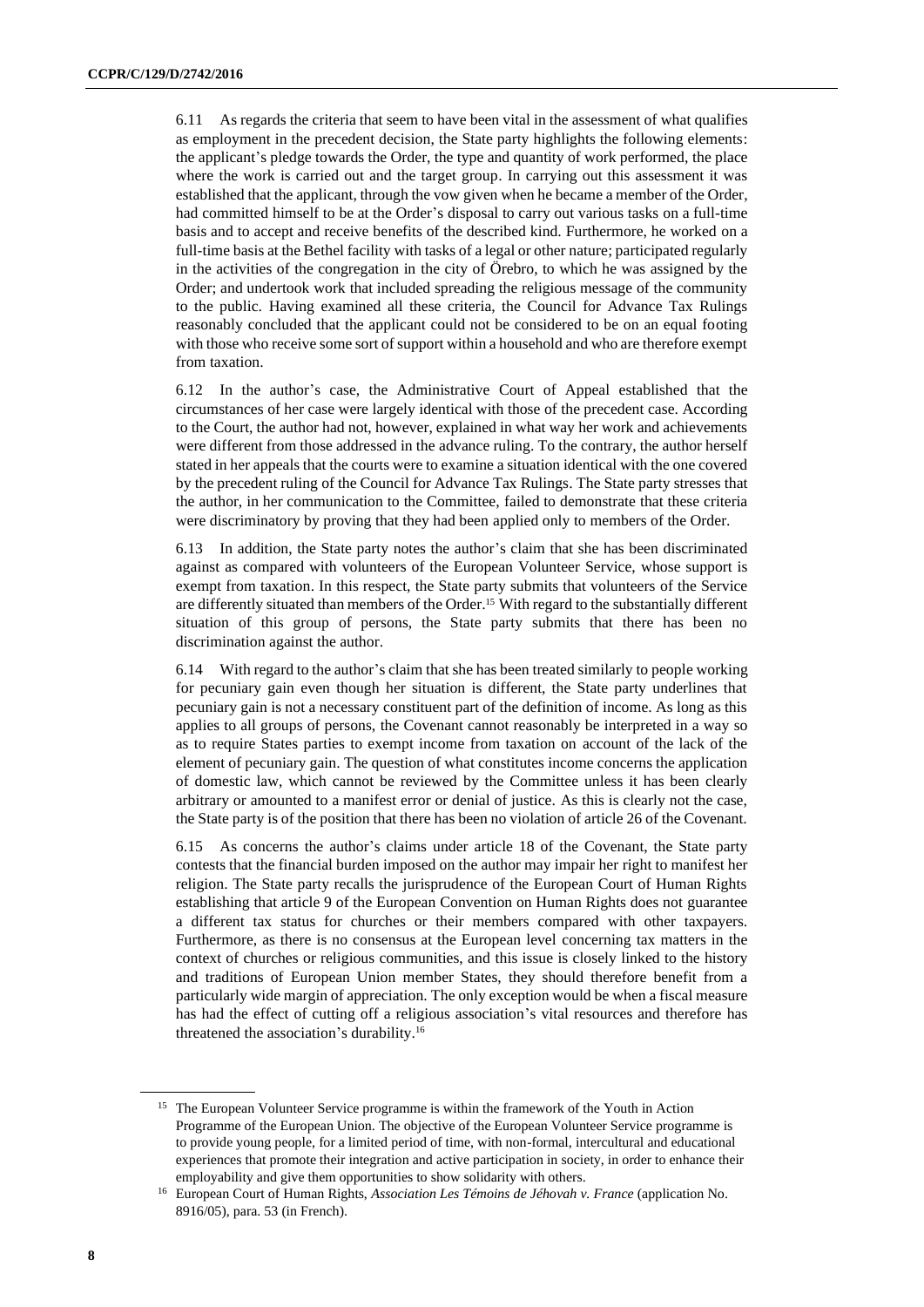6.11 As regards the criteria that seem to have been vital in the assessment of what qualifies as employment in the precedent decision, the State party highlights the following elements: the applicant's pledge towards the Order, the type and quantity of work performed, the place where the work is carried out and the target group. In carrying out this assessment it was established that the applicant, through the vow given when he became a member of the Order, had committed himself to be at the Order's disposal to carry out various tasks on a full-time basis and to accept and receive benefits of the described kind. Furthermore, he worked on a full-time basis at the Bethel facility with tasks of a legal or other nature; participated regularly in the activities of the congregation in the city of Örebro, to which he was assigned by the Order; and undertook work that included spreading the religious message of the community to the public. Having examined all these criteria, the Council for Advance Tax Rulings reasonably concluded that the applicant could not be considered to be on an equal footing with those who receive some sort of support within a household and who are therefore exempt from taxation.

6.12 In the author's case, the Administrative Court of Appeal established that the circumstances of her case were largely identical with those of the precedent case. According to the Court, the author had not, however, explained in what way her work and achievements were different from those addressed in the advance ruling. To the contrary, the author herself stated in her appeals that the courts were to examine a situation identical with the one covered by the precedent ruling of the Council for Advance Tax Rulings. The State party stresses that the author, in her communication to the Committee, failed to demonstrate that these criteria were discriminatory by proving that they had been applied only to members of the Order.

6.13 In addition, the State party notes the author's claim that she has been discriminated against as compared with volunteers of the European Volunteer Service, whose support is exempt from taxation. In this respect, the State party submits that volunteers of the Service are differently situated than members of the Order.[15] With regard to the substantially different situation of this group of persons, the State party submits that there has been no discrimination against the author.

6.14 With regard to the author's claim that she has been treated similarly to people working for pecuniary gain even though her situation is different, the State party underlines that pecuniary gain is not a necessary constituent part of the definition of income. As long as this applies to all groups of persons, the Covenant cannot reasonably be interpreted in a way so as to require States parties to exempt income from taxation on account of the lack of the element of pecuniary gain. The question of what constitutes income concerns the application of domestic law, which cannot be reviewed by the Committee unless it has been clearly arbitrary or amounted to a manifest error or denial of justice. As this is clearly not the case, the State party is of the position that there has been no violation of article 26 of the Covenant.

6.15 As concerns the author's claims under article 18 of the Covenant, the State party contests that the financial burden imposed on the author may impair her right to manifest her religion. The State party recalls the jurisprudence of the European Court of Human Rights establishing that article 9 of the European Convention on Human Rights does not guarantee a different tax status for churches or their members compared with other taxpayers. Furthermore, as there is no consensus at the European level concerning tax matters in the context of churches or religious communities, and this issue is closely linked to the history and traditions of European Union member States, they should therefore benefit from a particularly wide margin of appreciation. The only exception would be when a fiscal measure has had the effect of cutting off a religious association's vital resources and therefore has threatened the association's durability.[16]

[15] The European Volunteer Service programme is within the framework of the Youth in Action Programme of the European Union. The objective of the European Volunteer Service programme is to provide young people, for a limited period of time, with non-formal, intercultural and educational experiences that promote their integration and active participation in society, in order to enhance their employability and give them opportunities to show solidarity with others.

[16] European Court of Human Rights, *Association Les Témoins de Jéhovah v. France* (application No. 8916/05), para. 53 (in French).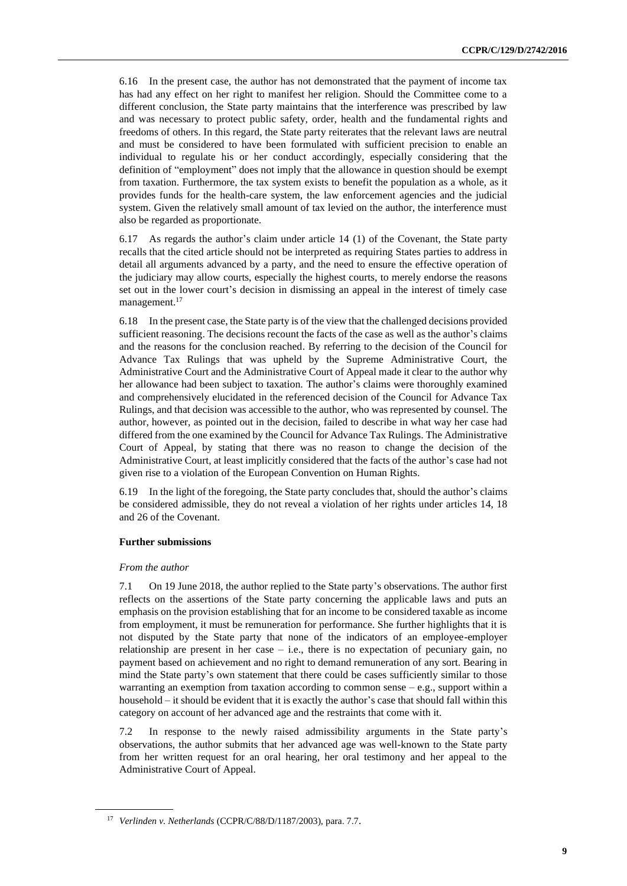6.16 In the present case, the author has not demonstrated that the payment of income tax has had any effect on her right to manifest her religion. Should the Committee come to a different conclusion, the State party maintains that the interference was prescribed by law and was necessary to protect public safety, order, health and the fundamental rights and freedoms of others. In this regard, the State party reiterates that the relevant laws are neutral and must be considered to have been formulated with sufficient precision to enable an individual to regulate his or her conduct accordingly, especially considering that the definition of "employment" does not imply that the allowance in question should be exempt from taxation. Furthermore, the tax system exists to benefit the population as a whole, as it provides funds for the health-care system, the law enforcement agencies and the judicial system. Given the relatively small amount of tax levied on the author, the interference must also be regarded as proportionate.

6.17 As regards the author's claim under article 14 (1) of the Covenant, the State party recalls that the cited article should not be interpreted as requiring States parties to address in detail all arguments advanced by a party, and the need to ensure the effective operation of the judiciary may allow courts, especially the highest courts, to merely endorse the reasons set out in the lower court's decision in dismissing an appeal in the interest of timely case management.[17]

6.18 In the present case, the State party is of the view that the challenged decisions provided sufficient reasoning. The decisions recount the facts of the case as well as the author's claims and the reasons for the conclusion reached. By referring to the decision of the Council for Advance Tax Rulings that was upheld by the Supreme Administrative Court, the Administrative Court and the Administrative Court of Appeal made it clear to the author why her allowance had been subject to taxation. The author's claims were thoroughly examined and comprehensively elucidated in the referenced decision of the Council for Advance Tax Rulings, and that decision was accessible to the author, who was represented by counsel. The author, however, as pointed out in the decision, failed to describe in what way her case had differed from the one examined by the Council for Advance Tax Rulings. The Administrative Court of Appeal, by stating that there was no reason to change the decision of the Administrative Court, at least implicitly considered that the facts of the author's case had not given rise to a violation of the European Convention on Human Rights.

6.19 In the light of the foregoing, the State party concludes that, should the author's claims be considered admissible, they do not reveal a violation of her rights under articles 14, 18 and 26 of the Covenant.

**Further submissions**

*From the author*

7.1 On 19 June 2018, the author replied to the State party's observations. The author first reflects on the assertions of the State party concerning the applicable laws and puts an emphasis on the provision establishing that for an income to be considered taxable as income from employment, it must be remuneration for performance. She further highlights that it is not disputed by the State party that none of the indicators of an employee-employer relationship are present in her case – i.e., there is no expectation of pecuniary gain, no payment based on achievement and no right to demand remuneration of any sort. Bearing in mind the State party's own statement that there could be cases sufficiently similar to those warranting an exemption from taxation according to common sense – e.g., support within a household – it should be evident that it is exactly the author's case that should fall within this category on account of her advanced age and the restraints that come with it.

7.2 In response to the newly raised admissibility arguments in the State party's observations, the author submits that her advanced age was well-known to the State party from her written request for an oral hearing, her oral testimony and her appeal to the Administrative Court of Appeal.

[17] *Verlinden v. Netherlands* (CCPR/C/88/D/1187/2003), para. 7.7.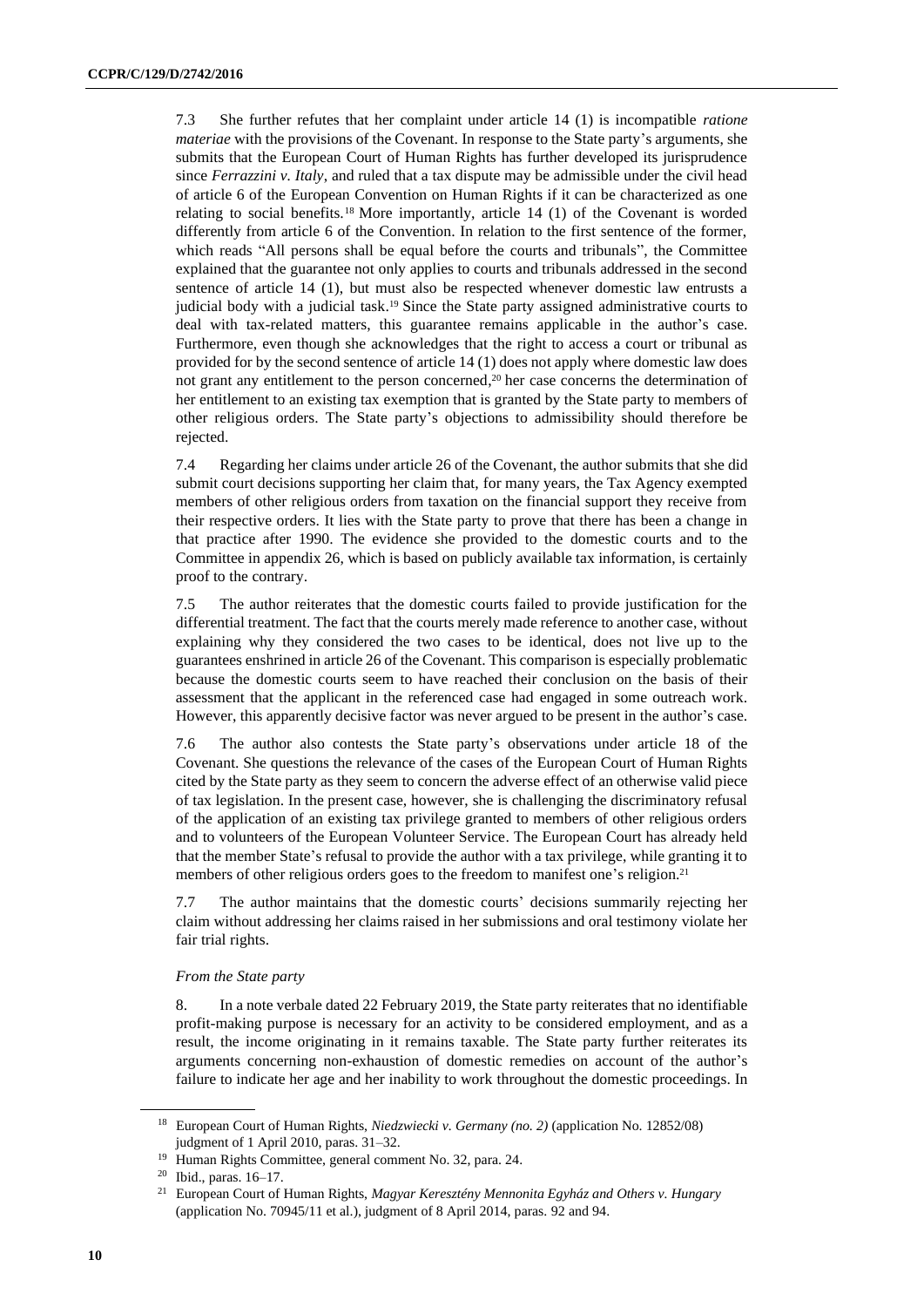7.3 She further refutes that her complaint under article 14 (1) is incompatible *ratione materiae* with the provisions of the Covenant. In response to the State party's arguments, she submits that the European Court of Human Rights has further developed its jurisprudence since *Ferrazzini v. Italy*, and ruled that a tax dispute may be admissible under the civil head of article 6 of the European Convention on Human Rights if it can be characterized as one relating to social benefits.[18] More importantly, article 14 (1) of the Covenant is worded differently from article 6 of the Convention. In relation to the first sentence of the former, which reads "All persons shall be equal before the courts and tribunals", the Committee explained that the guarantee not only applies to courts and tribunals addressed in the second sentence of article 14 (1), but must also be respected whenever domestic law entrusts a judicial body with a judicial task.[19] Since the State party assigned administrative courts to deal with tax-related matters, this guarantee remains applicable in the author's case. Furthermore, even though she acknowledges that the right to access a court or tribunal as provided for by the second sentence of article 14 (1) does not apply where domestic law does not grant any entitlement to the person concerned,[20] her case concerns the determination of her entitlement to an existing tax exemption that is granted by the State party to members of other religious orders. The State party's objections to admissibility should therefore be rejected.

7.4 Regarding her claims under article 26 of the Covenant, the author submits that she did submit court decisions supporting her claim that, for many years, the Tax Agency exempted members of other religious orders from taxation on the financial support they receive from their respective orders. It lies with the State party to prove that there has been a change in that practice after 1990. The evidence she provided to the domestic courts and to the Committee in appendix 26, which is based on publicly available tax information, is certainly proof to the contrary.

7.5 The author reiterates that the domestic courts failed to provide justification for the differential treatment. The fact that the courts merely made reference to another case, without explaining why they considered the two cases to be identical, does not live up to the guarantees enshrined in article 26 of the Covenant. This comparison is especially problematic because the domestic courts seem to have reached their conclusion on the basis of their assessment that the applicant in the referenced case had engaged in some outreach work. However, this apparently decisive factor was never argued to be present in the author's case.

7.6 The author also contests the State party's observations under article 18 of the Covenant. She questions the relevance of the cases of the European Court of Human Rights cited by the State party as they seem to concern the adverse effect of an otherwise valid piece of tax legislation. In the present case, however, she is challenging the discriminatory refusal of the application of an existing tax privilege granted to members of other religious orders and to volunteers of the European Volunteer Service. The European Court has already held that the member State's refusal to provide the author with a tax privilege, while granting it to members of other religious orders goes to the freedom to manifest one's religion.[21]

7.7 The author maintains that the domestic courts' decisions summarily rejecting her claim without addressing her claims raised in her submissions and oral testimony violate her fair trial rights.

*From the State party*

8. In a note verbale dated 22 February 2019, the State party reiterates that no identifiable profit-making purpose is necessary for an activity to be considered employment, and as a result, the income originating in it remains taxable. The State party further reiterates its arguments concerning non-exhaustion of domestic remedies on account of the author's failure to indicate her age and her inability to work throughout the domestic proceedings. In

---

[18] European Court of Human Rights, *Niedzwiecki v. Germany (no. 2)* (application No. 12852/08) judgment of 1 April 2010, paras. 31–32.

[19] Human Rights Committee, general comment No. 32, para. 24.

[20] Ibid., paras. 16–17.

[21] European Court of Human Rights, *Magyar Keresztény Mennonita Egyház and Others v. Hungary* (application No. 70945/11 et al.), judgment of 8 April 2014, paras. 92 and 94.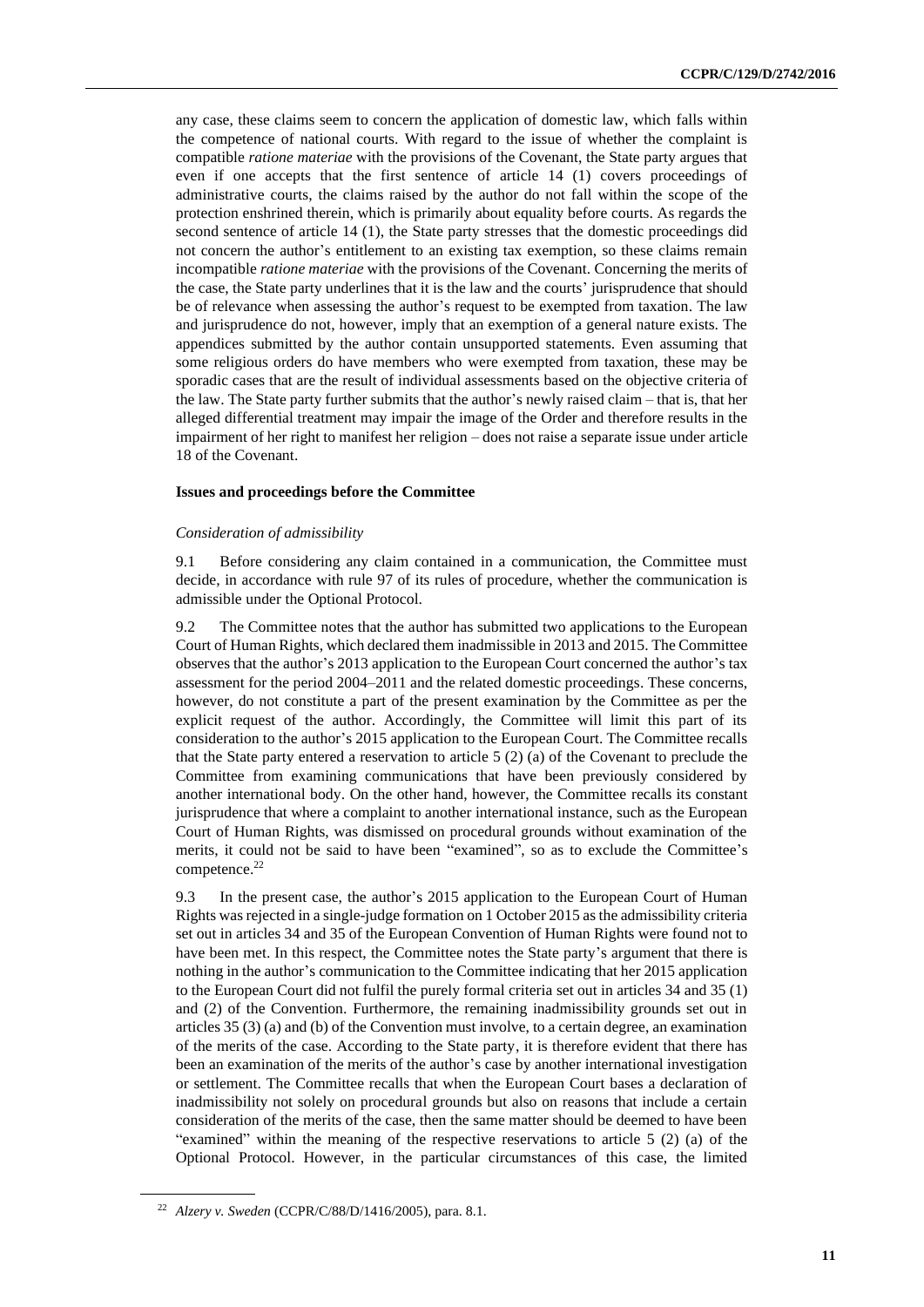any case, these claims seem to concern the application of domestic law, which falls within the competence of national courts. With regard to the issue of whether the complaint is compatible *ratione materiae* with the provisions of the Covenant, the State party argues that even if one accepts that the first sentence of article 14 (1) covers proceedings of administrative courts, the claims raised by the author do not fall within the scope of the protection enshrined therein, which is primarily about equality before courts. As regards the second sentence of article 14 (1), the State party stresses that the domestic proceedings did not concern the author's entitlement to an existing tax exemption, so these claims remain incompatible *ratione materiae* with the provisions of the Covenant. Concerning the merits of the case, the State party underlines that it is the law and the courts' jurisprudence that should be of relevance when assessing the author's request to be exempted from taxation. The law and jurisprudence do not, however, imply that an exemption of a general nature exists. The appendices submitted by the author contain unsupported statements. Even assuming that some religious orders do have members who were exempted from taxation, these may be sporadic cases that are the result of individual assessments based on the objective criteria of the law. The State party further submits that the author's newly raised claim – that is, that her alleged differential treatment may impair the image of the Order and therefore results in the impairment of her right to manifest her religion – does not raise a separate issue under article 18 of the Covenant.

### Issues and proceedings before the Committee

#### *Consideration of admissibility*

9.1 Before considering any claim contained in a communication, the Committee must decide, in accordance with rule 97 of its rules of procedure, whether the communication is admissible under the Optional Protocol.

9.2 The Committee notes that the author has submitted two applications to the European Court of Human Rights, which declared them inadmissible in 2013 and 2015. The Committee observes that the author's 2013 application to the European Court concerned the author's tax assessment for the period 2004–2011 and the related domestic proceedings. These concerns, however, do not constitute a part of the present examination by the Committee as per the explicit request of the author. Accordingly, the Committee will limit this part of its consideration to the author's 2015 application to the European Court. The Committee recalls that the State party entered a reservation to article 5 (2) (a) of the Covenant to preclude the Committee from examining communications that have been previously considered by another international body. On the other hand, however, the Committee recalls its constant jurisprudence that where a complaint to another international instance, such as the European Court of Human Rights, was dismissed on procedural grounds without examination of the merits, it could not be said to have been "examined", so as to exclude the Committee's competence.[22]

9.3 In the present case, the author's 2015 application to the European Court of Human Rights was rejected in a single-judge formation on 1 October 2015 as the admissibility criteria set out in articles 34 and 35 of the European Convention of Human Rights were found not to have been met. In this respect, the Committee notes the State party's argument that there is nothing in the author's communication to the Committee indicating that her 2015 application to the European Court did not fulfil the purely formal criteria set out in articles 34 and 35 (1) and (2) of the Convention. Furthermore, the remaining inadmissibility grounds set out in articles 35 (3) (a) and (b) of the Convention must involve, to a certain degree, an examination of the merits of the case. According to the State party, it is therefore evident that there has been an examination of the merits of the author's case by another international investigation or settlement. The Committee recalls that when the European Court bases a declaration of inadmissibility not solely on procedural grounds but also on reasons that include a certain consideration of the merits of the case, then the same matter should be deemed to have been "examined" within the meaning of the respective reservations to article 5 (2) (a) of the Optional Protocol. However, in the particular circumstances of this case, the limited

[22] *Alzery v. Sweden* (CCPR/C/88/D/1416/2005), para. 8.1.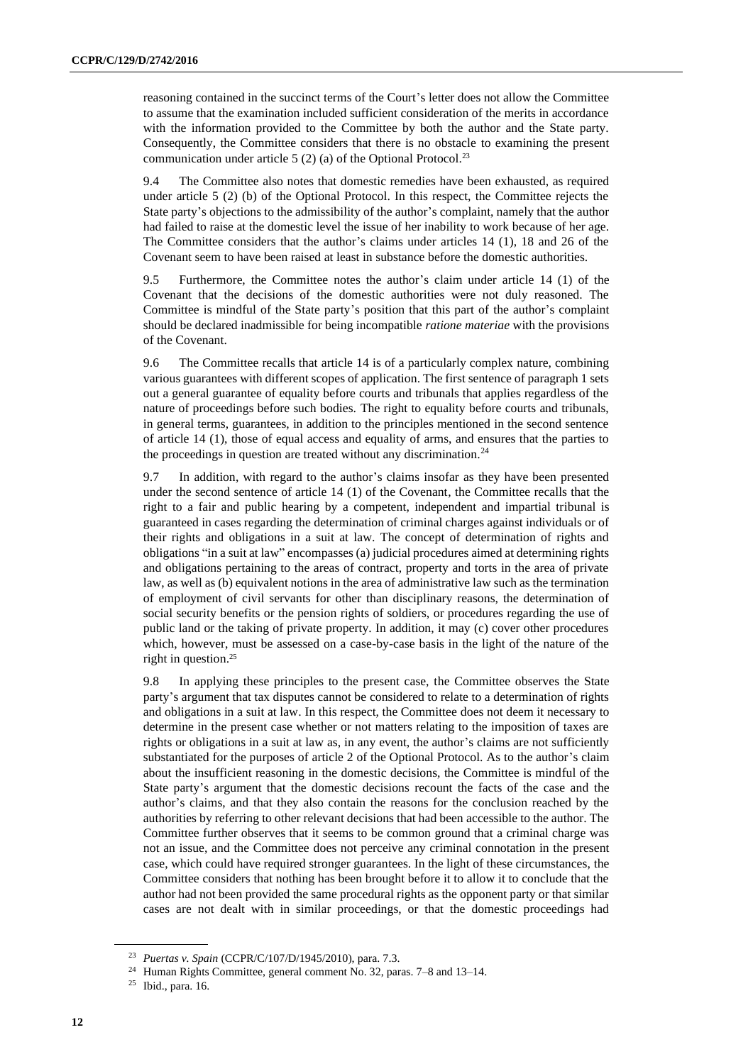reasoning contained in the succinct terms of the Court's letter does not allow the Committee to assume that the examination included sufficient consideration of the merits in accordance with the information provided to the Committee by both the author and the State party. Consequently, the Committee considers that there is no obstacle to examining the present communication under article 5 (2) (a) of the Optional Protocol.[23]

9.4 The Committee also notes that domestic remedies have been exhausted, as required under article 5 (2) (b) of the Optional Protocol. In this respect, the Committee rejects the State party's objections to the admissibility of the author's complaint, namely that the author had failed to raise at the domestic level the issue of her inability to work because of her age. The Committee considers that the author's claims under articles 14 (1), 18 and 26 of the Covenant seem to have been raised at least in substance before the domestic authorities.

9.5 Furthermore, the Committee notes the author's claim under article 14 (1) of the Covenant that the decisions of the domestic authorities were not duly reasoned. The Committee is mindful of the State party's position that this part of the author's complaint should be declared inadmissible for being incompatible *ratione materiae* with the provisions of the Covenant.

9.6 The Committee recalls that article 14 is of a particularly complex nature, combining various guarantees with different scopes of application. The first sentence of paragraph 1 sets out a general guarantee of equality before courts and tribunals that applies regardless of the nature of proceedings before such bodies. The right to equality before courts and tribunals, in general terms, guarantees, in addition to the principles mentioned in the second sentence of article 14 (1), those of equal access and equality of arms, and ensures that the parties to the proceedings in question are treated without any discrimination.[24]

9.7 In addition, with regard to the author's claims insofar as they have been presented under the second sentence of article 14 (1) of the Covenant, the Committee recalls that the right to a fair and public hearing by a competent, independent and impartial tribunal is guaranteed in cases regarding the determination of criminal charges against individuals or of their rights and obligations in a suit at law. The concept of determination of rights and obligations "in a suit at law" encompasses (a) judicial procedures aimed at determining rights and obligations pertaining to the areas of contract, property and torts in the area of private law, as well as (b) equivalent notions in the area of administrative law such as the termination of employment of civil servants for other than disciplinary reasons, the determination of social security benefits or the pension rights of soldiers, or procedures regarding the use of public land or the taking of private property. In addition, it may (c) cover other procedures which, however, must be assessed on a case-by-case basis in the light of the nature of the right in question.[25]

9.8 In applying these principles to the present case, the Committee observes the State party's argument that tax disputes cannot be considered to relate to a determination of rights and obligations in a suit at law. In this respect, the Committee does not deem it necessary to determine in the present case whether or not matters relating to the imposition of taxes are rights or obligations in a suit at law as, in any event, the author's claims are not sufficiently substantiated for the purposes of article 2 of the Optional Protocol. As to the author's claim about the insufficient reasoning in the domestic decisions, the Committee is mindful of the State party's argument that the domestic decisions recount the facts of the case and the author's claims, and that they also contain the reasons for the conclusion reached by the authorities by referring to other relevant decisions that had been accessible to the author. The Committee further observes that it seems to be common ground that a criminal charge was not an issue, and the Committee does not perceive any criminal connotation in the present case, which could have required stronger guarantees. In the light of these circumstances, the Committee considers that nothing has been brought before it to allow it to conclude that the author had not been provided the same procedural rights as the opponent party or that similar cases are not dealt with in similar proceedings, or that the domestic proceedings had

---

[23] *Puertas v. Spain* (CCPR/C/107/D/1945/2010), para. 7.3.

[24] Human Rights Committee, general comment No. 32, paras. 7–8 and 13–14.

[25] Ibid., para. 16.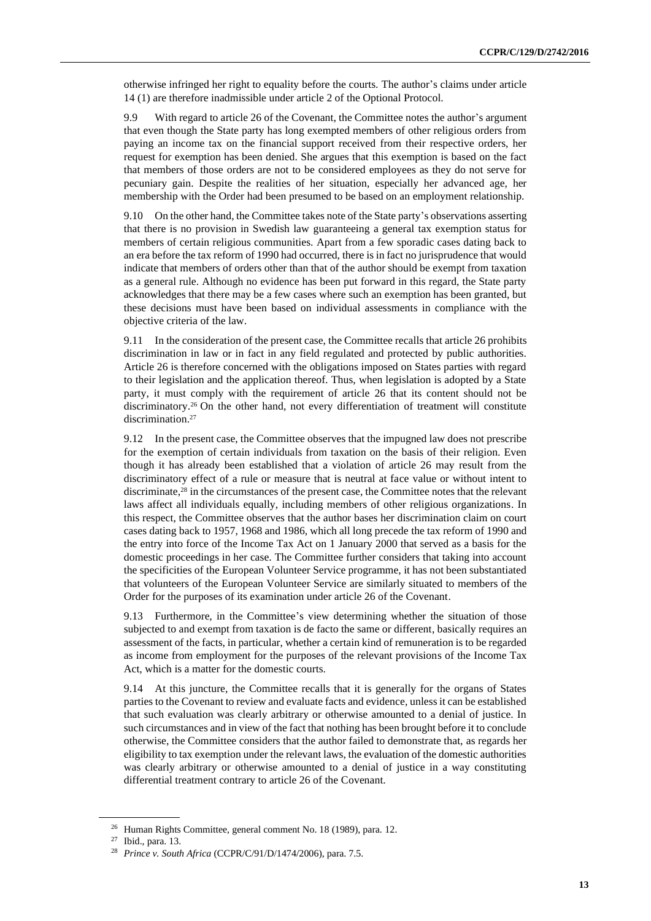otherwise infringed her right to equality before the courts. The author's claims under article 14 (1) are therefore inadmissible under article 2 of the Optional Protocol.

9.9 With regard to article 26 of the Covenant, the Committee notes the author's argument that even though the State party has long exempted members of other religious orders from paying an income tax on the financial support received from their respective orders, her request for exemption has been denied. She argues that this exemption is based on the fact that members of those orders are not to be considered employees as they do not serve for pecuniary gain. Despite the realities of her situation, especially her advanced age, her membership with the Order had been presumed to be based on an employment relationship.

9.10 On the other hand, the Committee takes note of the State party's observations asserting that there is no provision in Swedish law guaranteeing a general tax exemption status for members of certain religious communities. Apart from a few sporadic cases dating back to an era before the tax reform of 1990 had occurred, there is in fact no jurisprudence that would indicate that members of orders other than that of the author should be exempt from taxation as a general rule. Although no evidence has been put forward in this regard, the State party acknowledges that there may be a few cases where such an exemption has been granted, but these decisions must have been based on individual assessments in compliance with the objective criteria of the law.

9.11 In the consideration of the present case, the Committee recalls that article 26 prohibits discrimination in law or in fact in any field regulated and protected by public authorities. Article 26 is therefore concerned with the obligations imposed on States parties with regard to their legislation and the application thereof. Thus, when legislation is adopted by a State party, it must comply with the requirement of article 26 that its content should not be discriminatory.[26] On the other hand, not every differentiation of treatment will constitute discrimination.[27]

9.12 In the present case, the Committee observes that the impugned law does not prescribe for the exemption of certain individuals from taxation on the basis of their religion. Even though it has already been established that a violation of article 26 may result from the discriminatory effect of a rule or measure that is neutral at face value or without intent to discriminate,[28] in the circumstances of the present case, the Committee notes that the relevant laws affect all individuals equally, including members of other religious organizations. In this respect, the Committee observes that the author bases her discrimination claim on court cases dating back to 1957, 1968 and 1986, which all long precede the tax reform of 1990 and the entry into force of the Income Tax Act on 1 January 2000 that served as a basis for the domestic proceedings in her case. The Committee further considers that taking into account the specificities of the European Volunteer Service programme, it has not been substantiated that volunteers of the European Volunteer Service are similarly situated to members of the Order for the purposes of its examination under article 26 of the Covenant.

9.13 Furthermore, in the Committee's view determining whether the situation of those subjected to and exempt from taxation is de facto the same or different, basically requires an assessment of the facts, in particular, whether a certain kind of remuneration is to be regarded as income from employment for the purposes of the relevant provisions of the Income Tax Act, which is a matter for the domestic courts.

9.14 At this juncture, the Committee recalls that it is generally for the organs of States parties to the Covenant to review and evaluate facts and evidence, unless it can be established that such evaluation was clearly arbitrary or otherwise amounted to a denial of justice. In such circumstances and in view of the fact that nothing has been brought before it to conclude otherwise, the Committee considers that the author failed to demonstrate that, as regards her eligibility to tax exemption under the relevant laws, the evaluation of the domestic authorities was clearly arbitrary or otherwise amounted to a denial of justice in a way constituting differential treatment contrary to article 26 of the Covenant.

---

[26] Human Rights Committee, general comment No. 18 (1989), para. 12.

[27] Ibid., para. 13.

[28] *Prince v. South Africa* (CCPR/C/91/D/1474/2006), para. 7.5.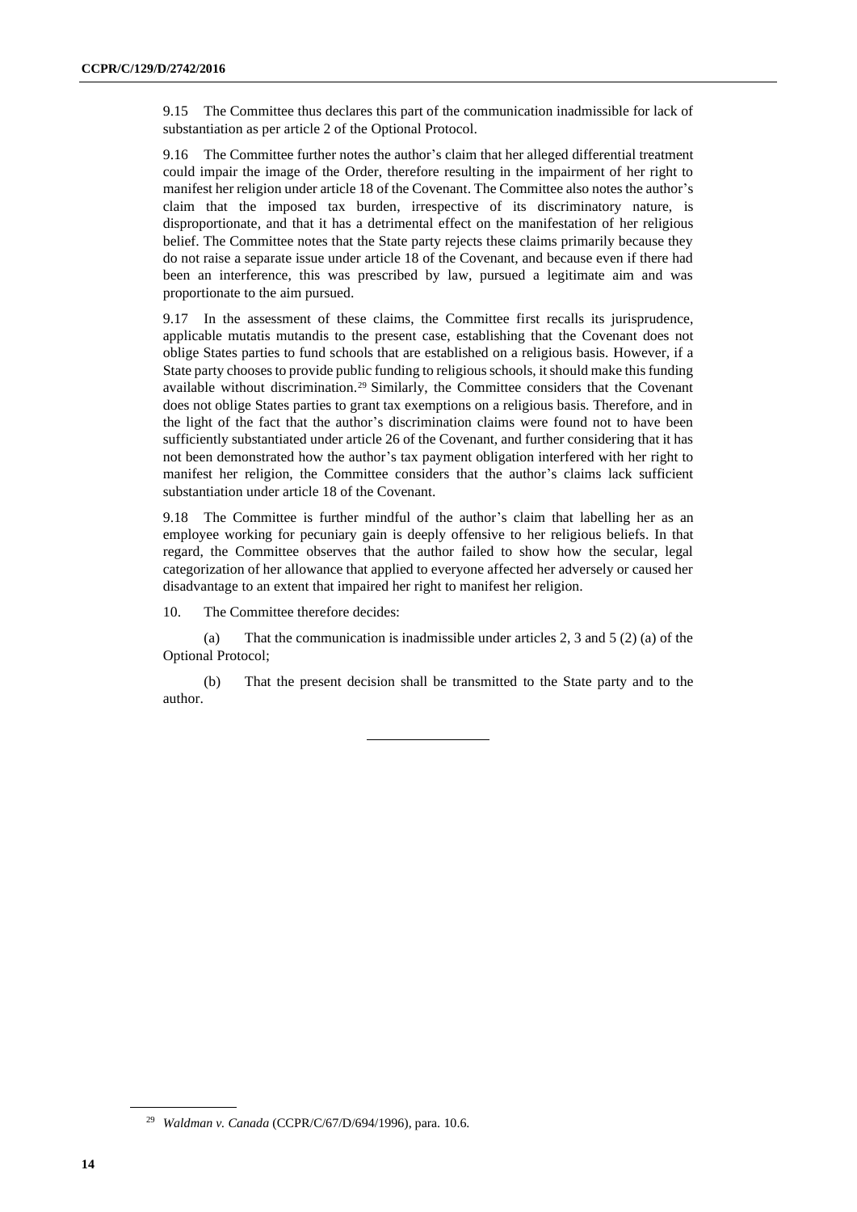9.15 The Committee thus declares this part of the communication inadmissible for lack of substantiation as per article 2 of the Optional Protocol.

9.16 The Committee further notes the author's claim that her alleged differential treatment could impair the image of the Order, therefore resulting in the impairment of her right to manifest her religion under article 18 of the Covenant. The Committee also notes the author's claim that the imposed tax burden, irrespective of its discriminatory nature, is disproportionate, and that it has a detrimental effect on the manifestation of her religious belief. The Committee notes that the State party rejects these claims primarily because they do not raise a separate issue under article 18 of the Covenant, and because even if there had been an interference, this was prescribed by law, pursued a legitimate aim and was proportionate to the aim pursued.

9.17 In the assessment of these claims, the Committee first recalls its jurisprudence, applicable mutatis mutandis to the present case, establishing that the Covenant does not oblige States parties to fund schools that are established on a religious basis. However, if a State party chooses to provide public funding to religious schools, it should make this funding available without discrimination.[29] Similarly, the Committee considers that the Covenant does not oblige States parties to grant tax exemptions on a religious basis. Therefore, and in the light of the fact that the author's discrimination claims were found not to have been sufficiently substantiated under article 26 of the Covenant, and further considering that it has not been demonstrated how the author's tax payment obligation interfered with her right to manifest her religion, the Committee considers that the author's claims lack sufficient substantiation under article 18 of the Covenant.

9.18 The Committee is further mindful of the author's claim that labelling her as an employee working for pecuniary gain is deeply offensive to her religious beliefs. In that regard, the Committee observes that the author failed to show how the secular, legal categorization of her allowance that applied to everyone affected her adversely or caused her disadvantage to an extent that impaired her right to manifest her religion.

10. The Committee therefore decides:

(a) That the communication is inadmissible under articles 2, 3 and 5 (2) (a) of the Optional Protocol;

(b) That the present decision shall be transmitted to the State party and to the author.

---

[29] *Waldman v. Canada* (CCPR/C/67/D/694/1996), para. 10.6.